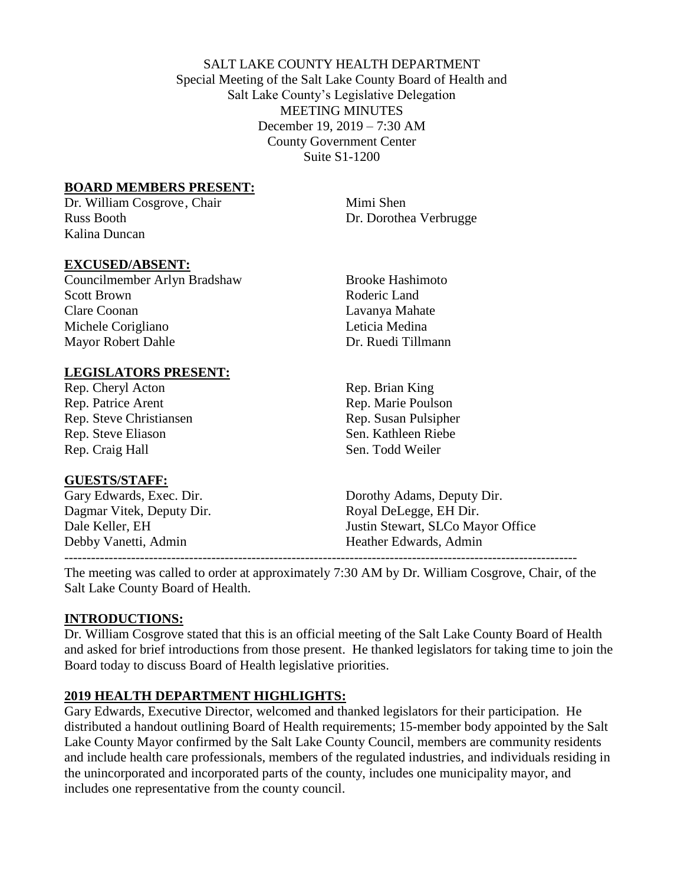SALT LAKE COUNTY HEALTH DEPARTMENT
Special Meeting of the Salt Lake County Board of Health and
Salt Lake County's Legislative Delegation
MEETING MINUTES
December 19, 2019 – 7:30 AM
County Government Center
Suite S1-1200

## BOARD MEMBERS PRESENT:

Dr. William Cosgrove, Chair
Russ Booth
Kalina Duncan
Mimi Shen
Dr. Dorothea Verbrugge

## EXCUSED/ABSENT:

Councilmember Arlyn Bradshaw
Scott Brown
Clare Coonan
Michele Corigliano
Mayor Robert Dahle
Brooke Hashimoto
Roderic Land
Lavanya Mahate
Leticia Medina
Dr. Ruedi Tillmann

## LEGISLATORS PRESENT:

Rep. Cheryl Acton
Rep. Patrice Arent
Rep. Steve Christiansen
Rep. Steve Eliason
Rep. Craig Hall
Rep. Brian King
Rep. Marie Poulson
Rep. Susan Pulsipher
Sen. Kathleen Riebe
Sen. Todd Weiler

## GUESTS/STAFF:

Gary Edwards, Exec. Dir.
Dagmar Vitek, Deputy Dir.
Dale Keller, EH
Debby Vanetti, Admin
Dorothy Adams, Deputy Dir.
Royal DeLegge, EH Dir.
Justin Stewart, SLCo Mayor Office
Heather Edwards, Admin

---

The meeting was called to order at approximately 7:30 AM by Dr. William Cosgrove, Chair, of the Salt Lake County Board of Health.

## INTRODUCTIONS:

Dr. William Cosgrove stated that this is an official meeting of the Salt Lake County Board of Health and asked for brief introductions from those present. He thanked legislators for taking time to join the Board today to discuss Board of Health legislative priorities.

## 2019 HEALTH DEPARTMENT HIGHLIGHTS:

Gary Edwards, Executive Director, welcomed and thanked legislators for their participation. He distributed a handout outlining Board of Health requirements; 15-member body appointed by the Salt Lake County Mayor confirmed by the Salt Lake County Council, members are community residents and include health care professionals, members of the regulated industries, and individuals residing in the unincorporated and incorporated parts of the county, includes one municipality mayor, and includes one representative from the county council.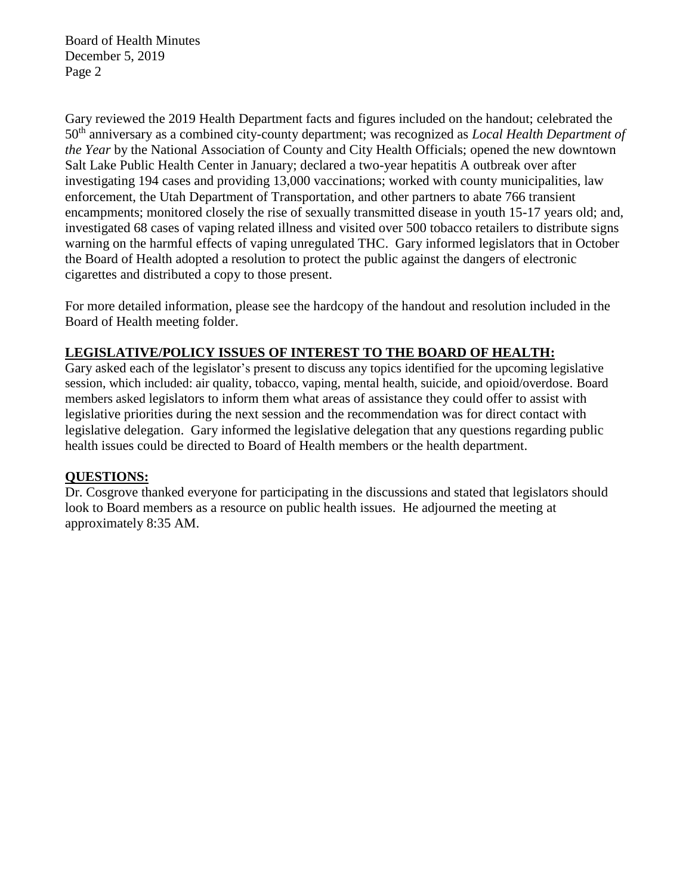Gary reviewed the 2019 Health Department facts and figures included on the handout; celebrated the 50th anniversary as a combined city-county department; was recognized as *Local Health Department of the Year* by the National Association of County and City Health Officials; opened the new downtown Salt Lake Public Health Center in January; declared a two-year hepatitis A outbreak over after investigating 194 cases and providing 13,000 vaccinations; worked with county municipalities, law enforcement, the Utah Department of Transportation, and other partners to abate 766 transient encampments; monitored closely the rise of sexually transmitted disease in youth 15-17 years old; and, investigated 68 cases of vaping related illness and visited over 500 tobacco retailers to distribute signs warning on the harmful effects of vaping unregulated THC. Gary informed legislators that in October the Board of Health adopted a resolution to protect the public against the dangers of electronic cigarettes and distributed a copy to those present.

For more detailed information, please see the hardcopy of the handout and resolution included in the Board of Health meeting folder.

**LEGISLATIVE/POLICY ISSUES OF INTEREST TO THE BOARD OF HEALTH:**

Gary asked each of the legislator's present to discuss any topics identified for the upcoming legislative session, which included: air quality, tobacco, vaping, mental health, suicide, and opioid/overdose. Board members asked legislators to inform them what areas of assistance they could offer to assist with legislative priorities during the next session and the recommendation was for direct contact with legislative delegation. Gary informed the legislative delegation that any questions regarding public health issues could be directed to Board of Health members or the health department.

**QUESTIONS:**

Dr. Cosgrove thanked everyone for participating in the discussions and stated that legislators should look to Board members as a resource on public health issues. He adjourned the meeting at approximately 8:35 AM.